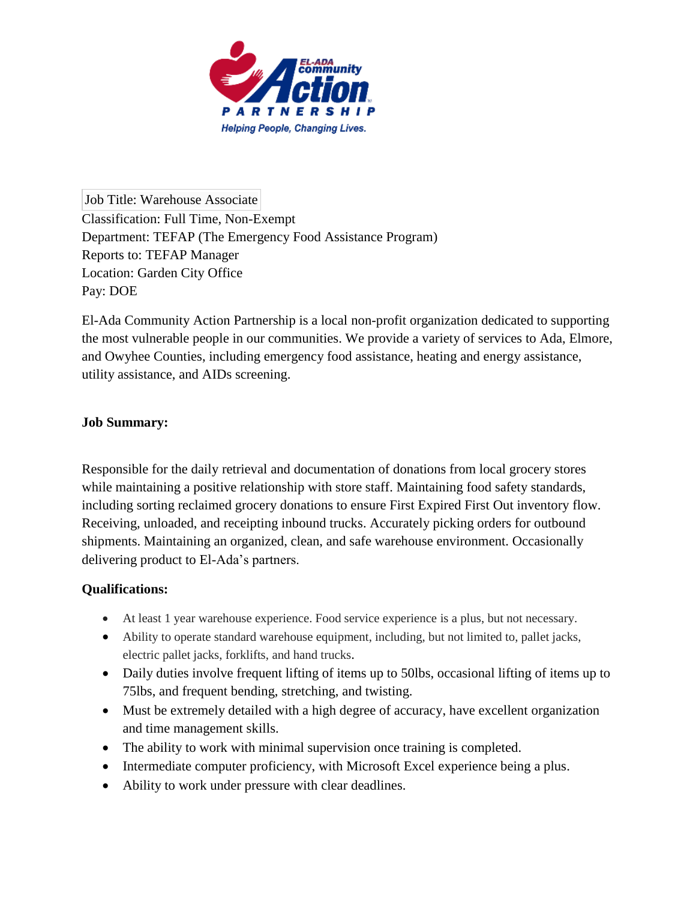Job Title: Warehouse Associate
Classification: Full Time, Non-Exempt
Department: TEFAP (The Emergency Food Assistance Program)
Reports to: TEFAP Manager
Location: Garden City Office
Pay: DOE

El-Ada Community Action Partnership is a local non-profit organization dedicated to supporting the most vulnerable people in our communities. We provide a variety of services to Ada, Elmore, and Owyhee Counties, including emergency food assistance, heating and energy assistance, utility assistance, and AIDs screening.

**Job Summary:**

Responsible for the daily retrieval and documentation of donations from local grocery stores while maintaining a positive relationship with store staff. Maintaining food safety standards, including sorting reclaimed grocery donations to ensure First Expired First Out inventory flow. Receiving, unloaded, and receipting inbound trucks. Accurately picking orders for outbound shipments. Maintaining an organized, clean, and safe warehouse environment. Occasionally delivering product to El-Ada's partners.

**Qualifications:**

- At least 1 year warehouse experience. Food service experience is a plus, but not necessary.
- Ability to operate standard warehouse equipment, including, but not limited to, pallet jacks, electric pallet jacks, forklifts, and hand trucks.
- Daily duties involve frequent lifting of items up to 50lbs, occasional lifting of items up to 75lbs, and frequent bending, stretching, and twisting.
- Must be extremely detailed with a high degree of accuracy, have excellent organization and time management skills.
- The ability to work with minimal supervision once training is completed.
- Intermediate computer proficiency, with Microsoft Excel experience being a plus.
- Ability to work under pressure with clear deadlines.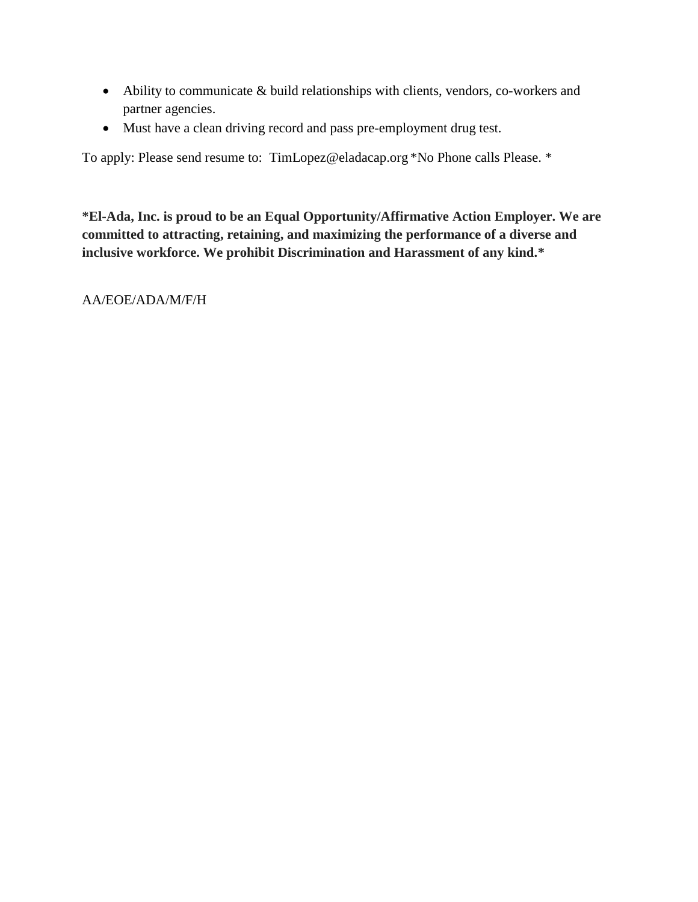- Ability to communicate & build relationships with clients, vendors, co-workers and partner agencies.
- Must have a clean driving record and pass pre-employment drug test.

To apply: Please send resume to: TimLopez@eladacap.org *No Phone calls Please. *

**\*El-Ada, Inc. is proud to be an Equal Opportunity/Affirmative Action Employer. We are committed to attracting, retaining, and maximizing the performance of a diverse and inclusive workforce. We prohibit Discrimination and Harassment of any kind.\***

AA/EOE/ADA/M/F/H